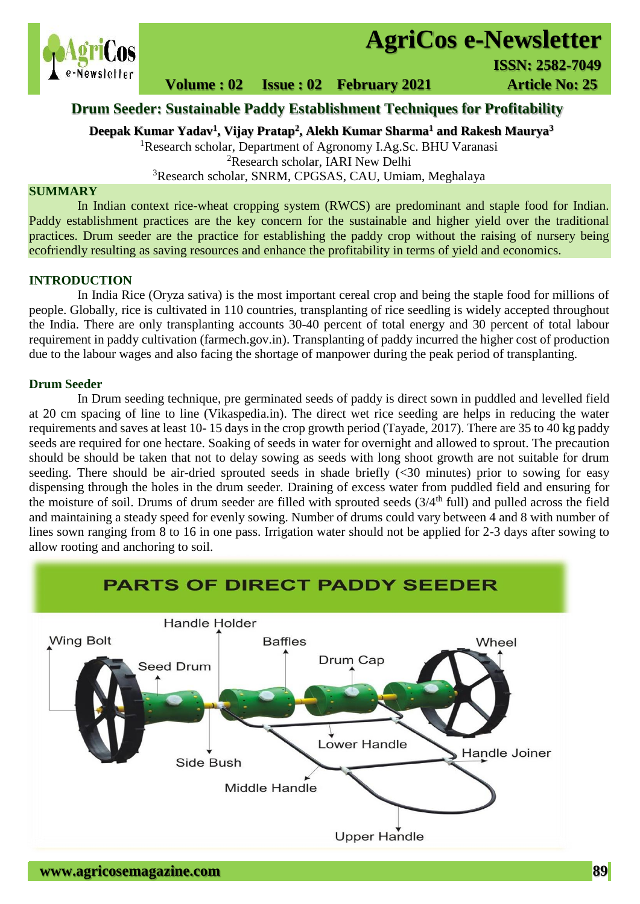# Drum Seeder: Sustainable Paddy Establishment Techniques for Profitability

**Deepak Kumar Yadav[1], Vijay Pratap[2], Alekh Kumar Sharma[1] and Rakesh Maurya[3]**

[1]Research scholar, Department of Agronomy I.Ag.Sc. BHU Varanasi

[2]Research scholar, IARI New Delhi

[3]Research scholar, SNRM, CPGSAS, CAU, Umiam, Meghalaya

## SUMMARY

In Indian context rice-wheat cropping system (RWCS) are predominant and staple food for Indian. Paddy establishment practices are the key concern for the sustainable and higher yield over the traditional practices. Drum seeder are the practice for establishing the paddy crop without the raising of nursery being ecofriendly resulting as saving resources and enhance the profitability in terms of yield and economics.

## INTRODUCTION

In India Rice (Oryza sativa) is the most important cereal crop and being the staple food for millions of people. Globally, rice is cultivated in 110 countries, transplanting of rice seedling is widely accepted throughout the India. There are only transplanting accounts 30-40 percent of total energy and 30 percent of total labour requirement in paddy cultivation (farmech.gov.in). Transplanting of paddy incurred the higher cost of production due to the labour wages and also facing the shortage of manpower during the peak period of transplanting.

## Drum Seeder

In Drum seeding technique, pre germinated seeds of paddy is direct sown in puddled and levelled field at 20 cm spacing of line to line (Vikaspedia.in). The direct wet rice seeding are helps in reducing the water requirements and saves at least 10- 15 days in the crop growth period (Tayade, 2017). There are 35 to 40 kg paddy seeds are required for one hectare. Soaking of seeds in water for overnight and allowed to sprout. The precaution should be should be taken that not to delay sowing as seeds with long shoot growth are not suitable for drum seeding. There should be air-dried sprouted seeds in shade briefly (<30 minutes) prior to sowing for easy dispensing through the holes in the drum seeder. Draining of excess water from puddled field and ensuring for the moisture of soil. Drums of drum seeder are filled with sprouted seeds (3/4$^{th}$ full) and pulled across the field and maintaining a steady speed for evenly sowing. Number of drums could vary between 4 and 8 with number of lines sown ranging from 8 to 16 in one pass. Irrigation water should not be applied for 2-3 days after sowing to allow rooting and anchoring to soil.

PARTS OF DIRECT PADDY SEEDER

Handle Holder, Wing Bolt, Baffles, Wheel, Drum Cap, Seed Drum, Lower Handle, Handle Joiner, Side Bush, Middle Handle, Upper Handle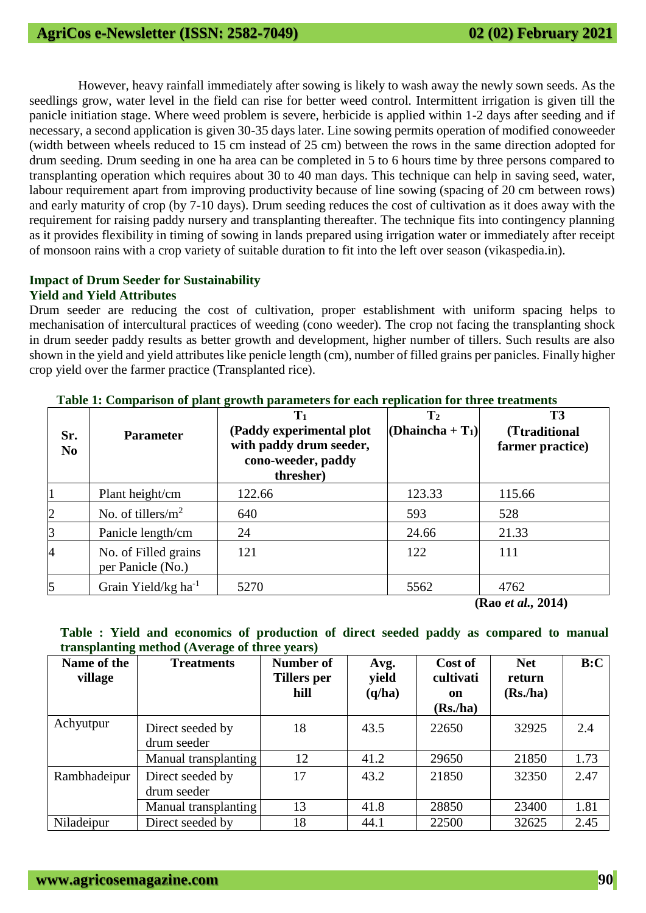However, heavy rainfall immediately after sowing is likely to wash away the newly sown seeds. As the seedlings grow, water level in the field can rise for better weed control. Intermittent irrigation is given till the panicle initiation stage. Where weed problem is severe, herbicide is applied within 1-2 days after seeding and if necessary, a second application is given 30-35 days later. Line sowing permits operation of modified conoweeder (width between wheels reduced to 15 cm instead of 25 cm) between the rows in the same direction adopted for drum seeding. Drum seeding in one ha area can be completed in 5 to 6 hours time by three persons compared to transplanting operation which requires about 30 to 40 man days. This technique can help in saving seed, water, labour requirement apart from improving productivity because of line sowing (spacing of 20 cm between rows) and early maturity of crop (by 7-10 days). Drum seeding reduces the cost of cultivation as it does away with the requirement for raising paddy nursery and transplanting thereafter. The technique fits into contingency planning as it provides flexibility in timing of sowing in lands prepared using irrigation water or immediately after receipt of monsoon rains with a crop variety of suitable duration to fit into the left over season (vikaspedia.in).

**Impact of Drum Seeder for Sustainability**

**Yield and Yield Attributes**

Drum seeder are reducing the cost of cultivation, proper establishment with uniform spacing helps to mechanisation of intercultural practices of weeding (cono weeder). The crop not facing the transplanting shock in drum seeder paddy results as better growth and development, higher number of tillers. Such results are also shown in the yield and yield attributes like penicle length (cm), number of filled grains per panicles. Finally higher crop yield over the farmer practice (Transplanted rice).

**Table 1: Comparison of plant growth parameters for each replication for three treatments**

| Sr. No | Parameter | $T_1$ (Paddy experimental plot with paddy drum seeder, cono-weeder, paddy thresher) | $T_2$ (Dhaincha + $T_1$) | T3 (Ttraditional farmer practice) |
|---|---|---|---|---|
| 1 | Plant height/cm | 122.66 | 123.33 | 115.66 |
| 2 | No. of tillers/$m^2$ | 640 | 593 | 528 |
| 3 | Panicle length/cm | 24 | 24.66 | 21.33 |
| 4 | No. of Filled grains per Panicle (No.) | 121 | 122 | 111 |
| 5 | Grain Yield/kg $ha^{-1}$ | 5270 | 5562 | 4762 |

**(Rao *et al.*, 2014)**

**Table : Yield and economics of production of direct seeded paddy as compared to manual transplanting method (Average of three years)**

| Name of the village | Treatments | Number of Tillers per hill | Avg. yield (q/ha) | Cost of cultivation (Rs./ha) | Net return (Rs./ha) | B:C |
|---|---|---|---|---|---|---|
| Achyutpur | Direct seeded by drum seeder | 18 | 43.5 | 22650 | 32925 | 2.4 |
| | Manual transplanting | 12 | 41.2 | 29650 | 21850 | 1.73 |
| Rambhadeipur | Direct seeded by drum seeder | 17 | 43.2 | 21850 | 32350 | 2.47 |
| | Manual transplanting | 13 | 41.8 | 28850 | 23400 | 1.81 |
| Niladeipur | Direct seeded by | 18 | 44.1 | 22500 | 32625 | 2.45 |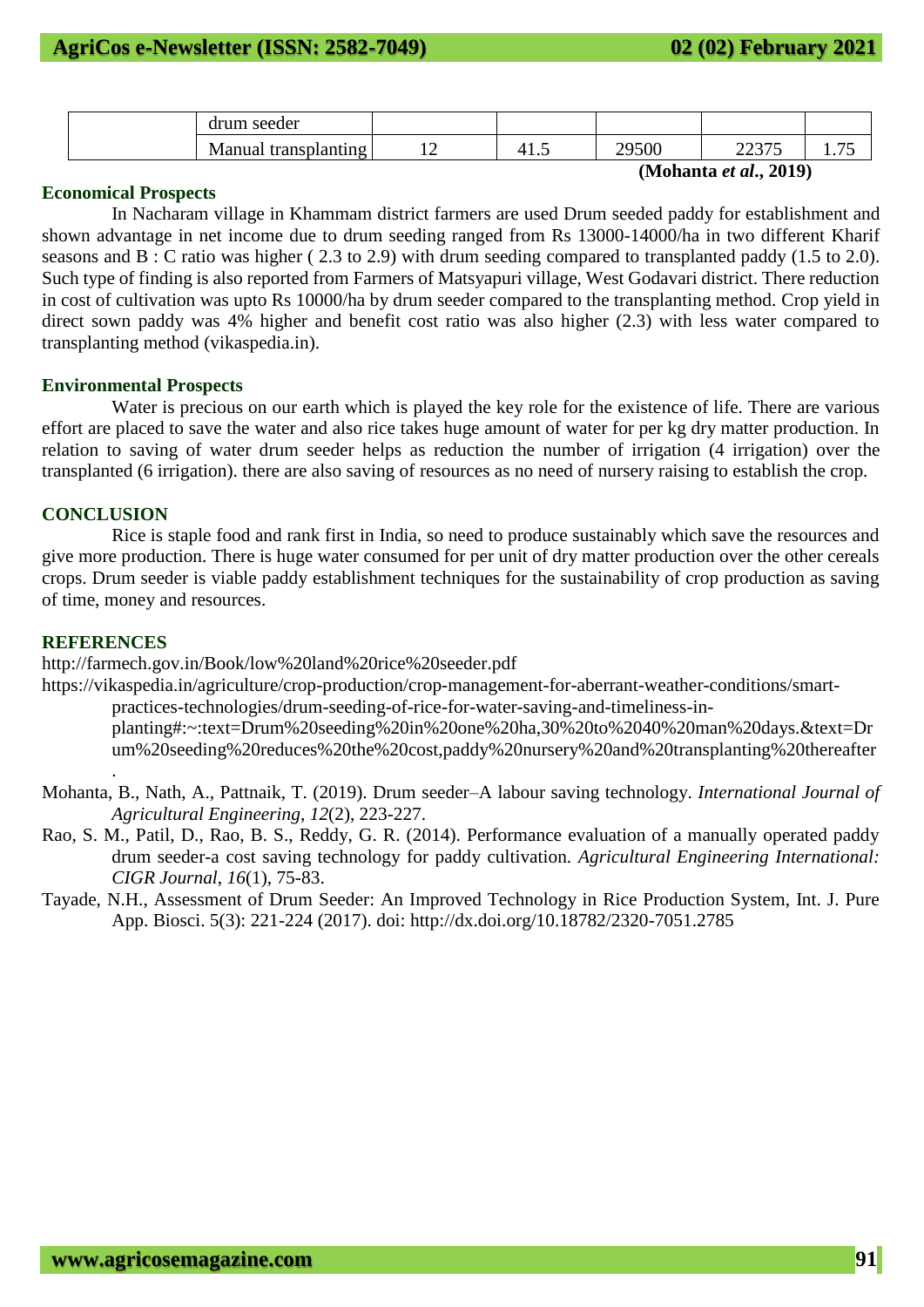| | | | | | | |
|---|---|---|---|---|---|---|
| | drum seeder | | | | | |
| | Manual transplanting | 12 | 41.5 | 29500 | 22375 | 1.75 |

**(Mohanta *et al*., 2019)**

## Economical Prospects

In Nacharam village in Khammam district farmers are used Drum seeded paddy for establishment and shown advantage in net income due to drum seeding ranged from Rs 13000-14000/ha in two different Kharif seasons and B : C ratio was higher ( 2.3 to 2.9) with drum seeding compared to transplanted paddy (1.5 to 2.0). Such type of finding is also reported from Farmers of Matsyapuri village, West Godavari district. There reduction in cost of cultivation was upto Rs 10000/ha by drum seeder compared to the transplanting method. Crop yield in direct sown paddy was 4% higher and benefit cost ratio was also higher (2.3) with less water compared to transplanting method (vikaspedia.in).

## Environmental Prospects

Water is precious on our earth which is played the key role for the existence of life. There are various effort are placed to save the water and also rice takes huge amount of water for per kg dry matter production. In relation to saving of water drum seeder helps as reduction the number of irrigation (4 irrigation) over the transplanted (6 irrigation). there are also saving of resources as no need of nursery raising to establish the crop.

## CONCLUSION

Rice is staple food and rank first in India, so need to produce sustainably which save the resources and give more production. There is huge water consumed for per unit of dry matter production over the other cereals crops. Drum seeder is viable paddy establishment techniques for the sustainability of crop production as saving of time, money and resources.

## REFERENCES

http://farmech.gov.in/Book/low%20land%20rice%20seeder.pdf

https://vikaspedia.in/agriculture/crop-production/crop-management-for-aberrant-weather-conditions/smart-practices-technologies/drum-seeding-of-rice-for-water-saving-and-timeliness-in-planting#:~:text=Drum%20seeding%20in%20one%20ha,30%20to%2040%20man%20days.&text=Drum%20seeding%20reduces%20the%20cost,paddy%20nursery%20and%20transplanting%20thereafter.

Mohanta, B., Nath, A., Pattnaik, T. (2019). Drum seeder–A labour saving technology. *International Journal of Agricultural Engineering*, *12*(2), 223-227.

Rao, S. M., Patil, D., Rao, B. S., Reddy, G. R. (2014). Performance evaluation of a manually operated paddy drum seeder-a cost saving technology for paddy cultivation. *Agricultural Engineering International: CIGR Journal*, *16*(1), 75-83.

Tayade, N.H., Assessment of Drum Seeder: An Improved Technology in Rice Production System, Int. J. Pure App. Biosci. 5(3): 221-224 (2017). doi: http://dx.doi.org/10.18782/2320-7051.2785